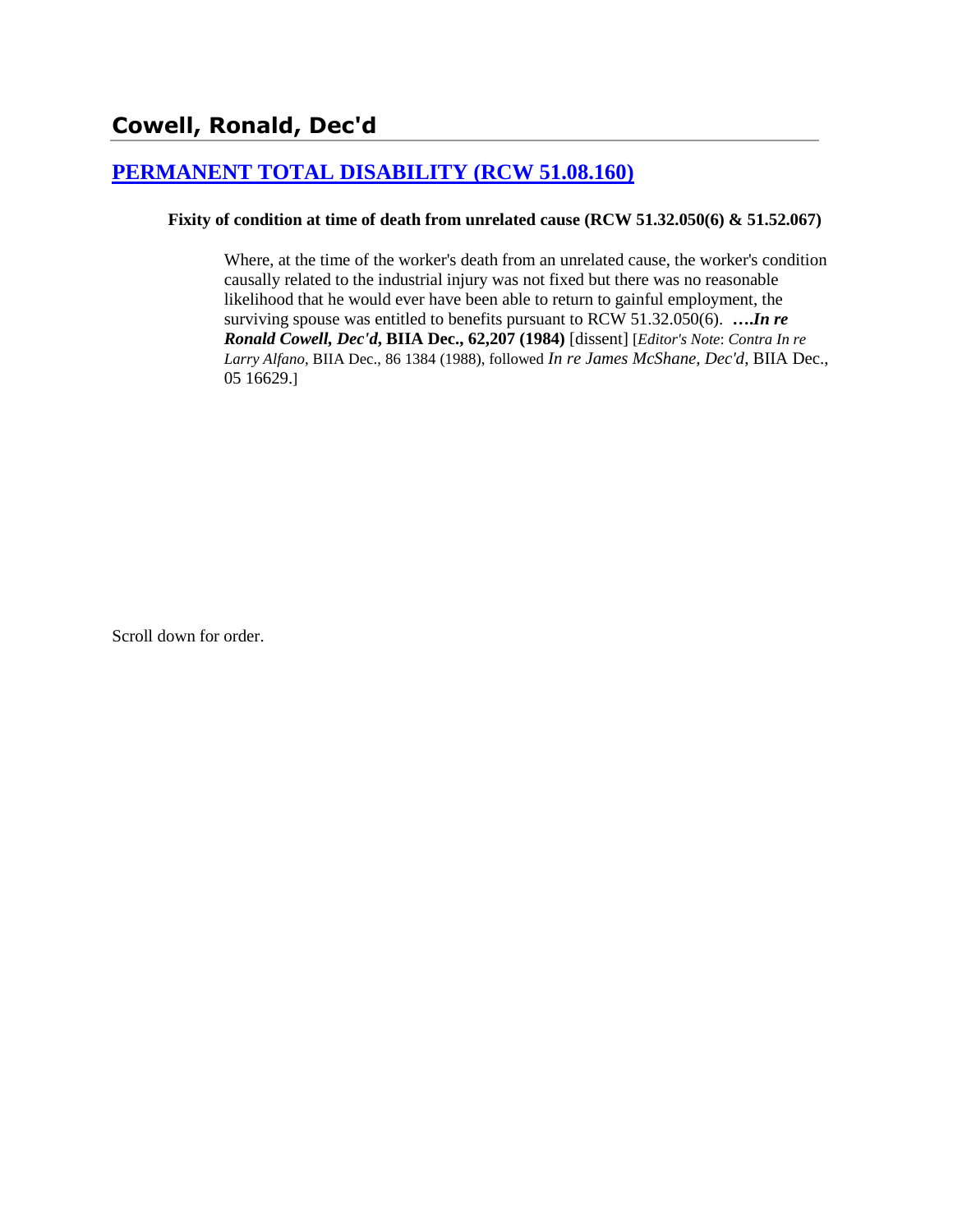# Cowell, Ronald, Dec'd

## [PERMANENT TOTAL DISABILITY (RCW 51.08.160)]

**Fixity of condition at time of death from unrelated cause (RCW 51.32.050(6) & 51.52.067)**

> Where, at the time of the worker's death from an unrelated cause, the worker's condition causally related to the industrial injury was not fixed but there was no reasonable likelihood that he would ever have been able to return to gainful employment, the surviving spouse was entitled to benefits pursuant to RCW 51.32.050(6). ***….In re Ronald Cowell, Dec'd*, BIIA Dec., 62,207 (1984)** [dissent] [*Editor's Note*: *Contra In re Larry Alfano*, BIIA Dec., 86 1384 (1988), followed *In re James McShane, Dec'd*, BIIA Dec., 05 16629.]

Scroll down for order.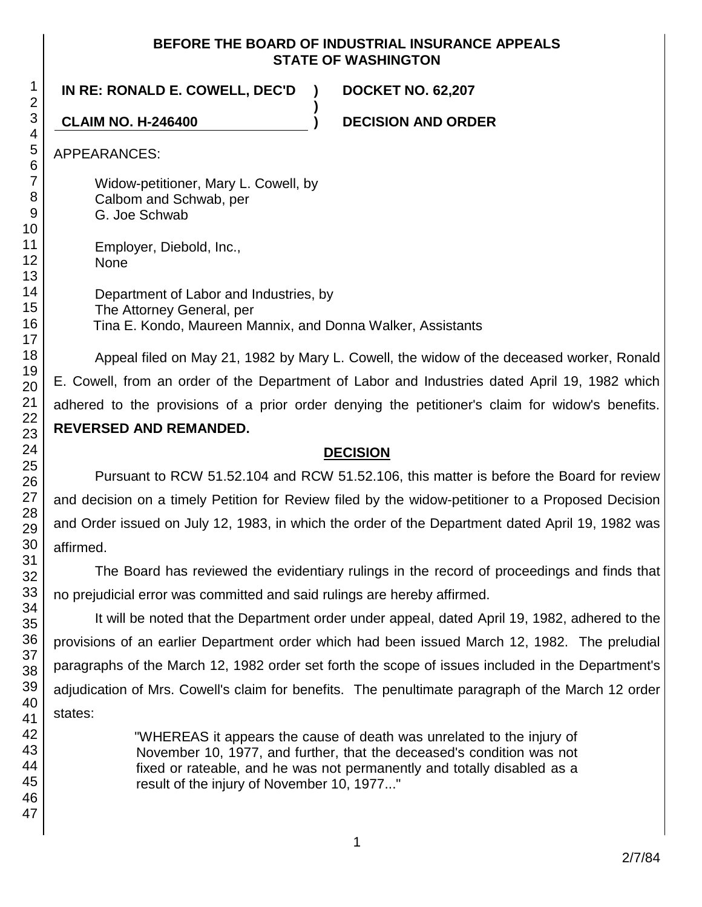**BEFORE THE BOARD OF INDUSTRIAL INSURANCE APPEALS STATE OF WASHINGTON**

**IN RE: RONALD E. COWELL, DEC'D ) DOCKET NO. 62,207**

**CLAIM NO. H-246400 ) DECISION AND ORDER**

APPEARANCES:

Widow-petitioner, Mary L. Cowell, by
Calbom and Schwab, per
G. Joe Schwab

Employer, Diebold, Inc.,
None

Department of Labor and Industries, by
The Attorney General, per
Tina E. Kondo, Maureen Mannix, and Donna Walker, Assistants

Appeal filed on May 21, 1982 by Mary L. Cowell, the widow of the deceased worker, Ronald E. Cowell, from an order of the Department of Labor and Industries dated April 19, 1982 which adhered to the provisions of a prior order denying the petitioner's claim for widow's benefits. **REVERSED AND REMANDED.**

## DECISION

Pursuant to RCW 51.52.104 and RCW 51.52.106, this matter is before the Board for review and decision on a timely Petition for Review filed by the widow-petitioner to a Proposed Decision and Order issued on July 12, 1983, in which the order of the Department dated April 19, 1982 was affirmed.

The Board has reviewed the evidentiary rulings in the record of proceedings and finds that no prejudicial error was committed and said rulings are hereby affirmed.

It will be noted that the Department order under appeal, dated April 19, 1982, adhered to the provisions of an earlier Department order which had been issued March 12, 1982. The preludial paragraphs of the March 12, 1982 order set forth the scope of issues included in the Department's adjudication of Mrs. Cowell's claim for benefits. The penultimate paragraph of the March 12 order states:

> "WHEREAS it appears the cause of death was unrelated to the injury of November 10, 1977, and further, that the deceased's condition was not fixed or rateable, and he was not permanently and totally disabled as a result of the injury of November 10, 1977..."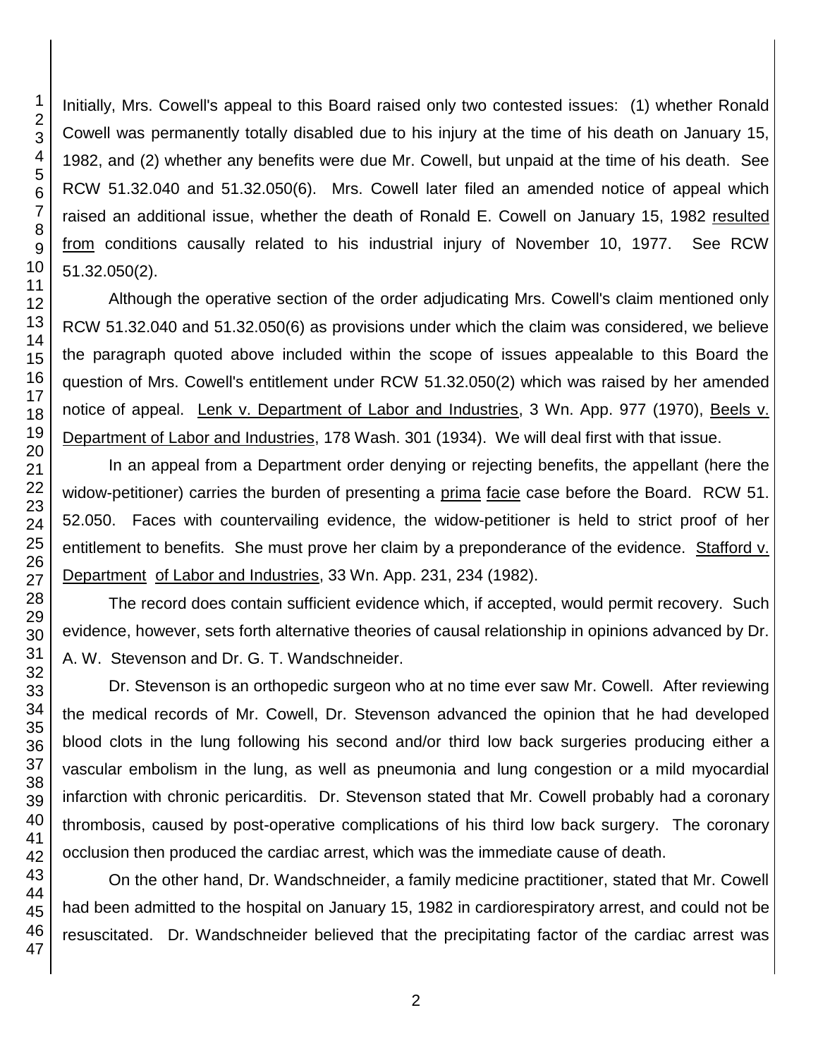Initially, Mrs. Cowell's appeal to this Board raised only two contested issues: (1) whether Ronald Cowell was permanently totally disabled due to his injury at the time of his death on January 15, 1982, and (2) whether any benefits were due Mr. Cowell, but unpaid at the time of his death. See RCW 51.32.040 and 51.32.050(6). Mrs. Cowell later filed an amended notice of appeal which raised an additional issue, whether the death of Ronald E. Cowell on January 15, 1982 resulted from conditions causally related to his industrial injury of November 10, 1977. See RCW 51.32.050(2).

Although the operative section of the order adjudicating Mrs. Cowell's claim mentioned only RCW 51.32.040 and 51.32.050(6) as provisions under which the claim was considered, we believe the paragraph quoted above included within the scope of issues appealable to this Board the question of Mrs. Cowell's entitlement under RCW 51.32.050(2) which was raised by her amended notice of appeal. Lenk v. Department of Labor and Industries, 3 Wn. App. 977 (1970), Beels v. Department of Labor and Industries, 178 Wash. 301 (1934). We will deal first with that issue.

In an appeal from a Department order denying or rejecting benefits, the appellant (here the widow-petitioner) carries the burden of presenting a prima facie case before the Board. RCW 51. 52.050. Faces with countervailing evidence, the widow-petitioner is held to strict proof of her entitlement to benefits. She must prove her claim by a preponderance of the evidence. Stafford v. Department of Labor and Industries, 33 Wn. App. 231, 234 (1982).

The record does contain sufficient evidence which, if accepted, would permit recovery. Such evidence, however, sets forth alternative theories of causal relationship in opinions advanced by Dr. A. W. Stevenson and Dr. G. T. Wandschneider.

Dr. Stevenson is an orthopedic surgeon who at no time ever saw Mr. Cowell. After reviewing the medical records of Mr. Cowell, Dr. Stevenson advanced the opinion that he had developed blood clots in the lung following his second and/or third low back surgeries producing either a vascular embolism in the lung, as well as pneumonia and lung congestion or a mild myocardial infarction with chronic pericarditis. Dr. Stevenson stated that Mr. Cowell probably had a coronary thrombosis, caused by post-operative complications of his third low back surgery. The coronary occlusion then produced the cardiac arrest, which was the immediate cause of death.

On the other hand, Dr. Wandschneider, a family medicine practitioner, stated that Mr. Cowell had been admitted to the hospital on January 15, 1982 in cardiorespiratory arrest, and could not be resuscitated. Dr. Wandschneider believed that the precipitating factor of the cardiac arrest was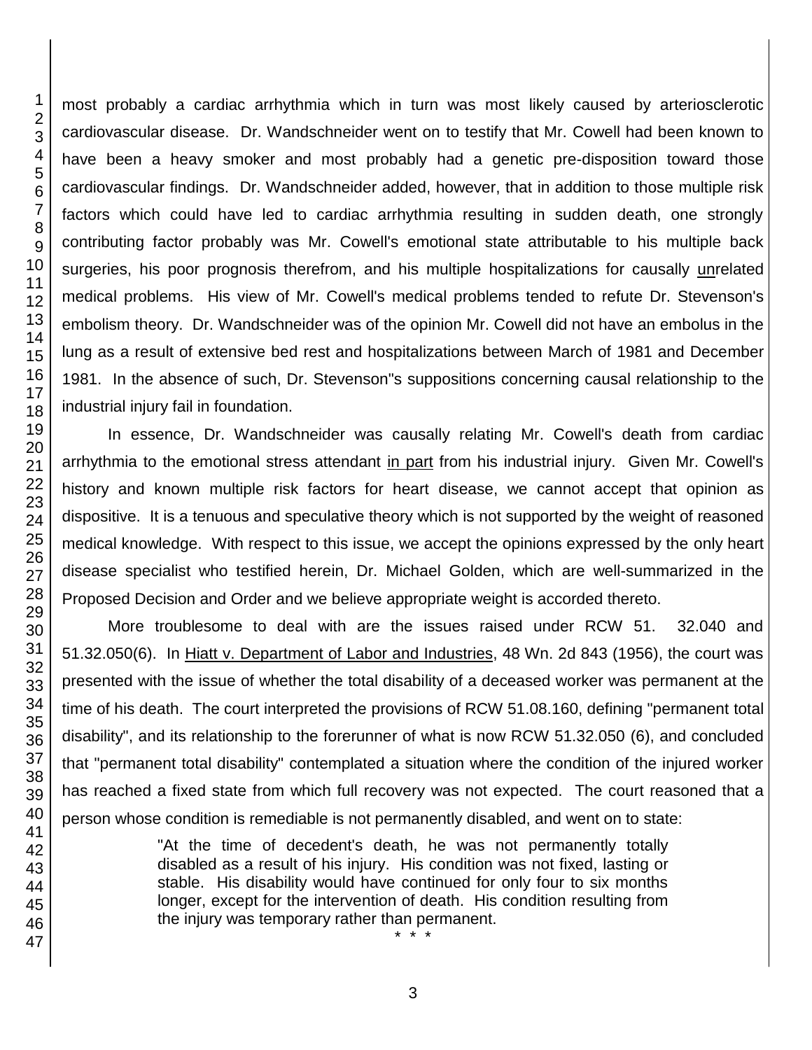most probably a cardiac arrhythmia which in turn was most likely caused by arteriosclerotic cardiovascular disease. Dr. Wandschneider went on to testify that Mr. Cowell had been known to have been a heavy smoker and most probably had a genetic pre-disposition toward those cardiovascular findings. Dr. Wandschneider added, however, that in addition to those multiple risk factors which could have led to cardiac arrhythmia resulting in sudden death, one strongly contributing factor probably was Mr. Cowell's emotional state attributable to his multiple back surgeries, his poor prognosis therefrom, and his multiple hospitalizations for causally unrelated medical problems. His view of Mr. Cowell's medical problems tended to refute Dr. Stevenson's embolism theory. Dr. Wandschneider was of the opinion Mr. Cowell did not have an embolus in the lung as a result of extensive bed rest and hospitalizations between March of 1981 and December 1981. In the absence of such, Dr. Stevenson"s suppositions concerning causal relationship to the industrial injury fail in foundation.

In essence, Dr. Wandschneider was causally relating Mr. Cowell's death from cardiac arrhythmia to the emotional stress attendant in part from his industrial injury. Given Mr. Cowell's history and known multiple risk factors for heart disease, we cannot accept that opinion as dispositive. It is a tenuous and speculative theory which is not supported by the weight of reasoned medical knowledge. With respect to this issue, we accept the opinions expressed by the only heart disease specialist who testified herein, Dr. Michael Golden, which are well-summarized in the Proposed Decision and Order and we believe appropriate weight is accorded thereto.

More troublesome to deal with are the issues raised under RCW 51. 32.040 and 51.32.050(6). In Hiatt v. Department of Labor and Industries, 48 Wn. 2d 843 (1956), the court was presented with the issue of whether the total disability of a deceased worker was permanent at the time of his death. The court interpreted the provisions of RCW 51.08.160, defining "permanent total disability", and its relationship to the forerunner of what is now RCW 51.32.050 (6), and concluded that "permanent total disability" contemplated a situation where the condition of the injured worker has reached a fixed state from which full recovery was not expected. The court reasoned that a person whose condition is remediable is not permanently disabled, and went on to state:

> "At the time of decedent's death, he was not permanently totally disabled as a result of his injury. His condition was not fixed, lasting or stable. His disability would have continued for only four to six months longer, except for the intervention of death. His condition resulting from the injury was temporary rather than permanent.
>
> \* \* \*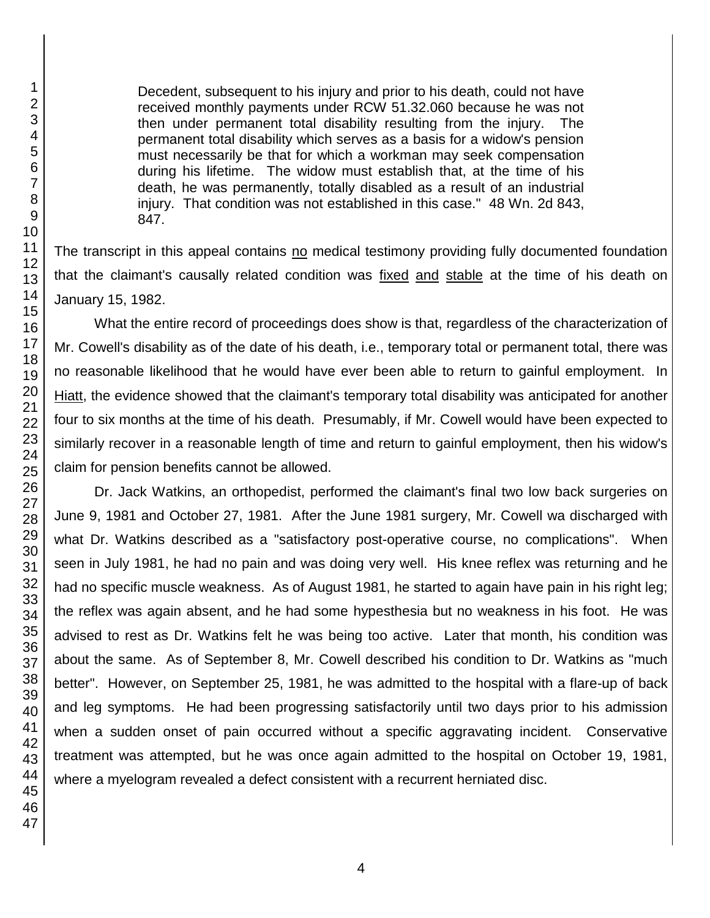> Decedent, subsequent to his injury and prior to his death, could not have received monthly payments under RCW 51.32.060 because he was not then under permanent total disability resulting from the injury. The permanent total disability which serves as a basis for a widow's pension must necessarily be that for which a workman may seek compensation during his lifetime. The widow must establish that, at the time of his death, he was permanently, totally disabled as a result of an industrial injury. That condition was not established in this case." 48 Wn. 2d 843, 847.

The transcript in this appeal contains no medical testimony providing fully documented foundation that the claimant's causally related condition was fixed and stable at the time of his death on January 15, 1982.

What the entire record of proceedings does show is that, regardless of the characterization of Mr. Cowell's disability as of the date of his death, i.e., temporary total or permanent total, there was no reasonable likelihood that he would have ever been able to return to gainful employment. In Hiatt, the evidence showed that the claimant's temporary total disability was anticipated for another four to six months at the time of his death. Presumably, if Mr. Cowell would have been expected to similarly recover in a reasonable length of time and return to gainful employment, then his widow's claim for pension benefits cannot be allowed.

Dr. Jack Watkins, an orthopedist, performed the claimant's final two low back surgeries on June 9, 1981 and October 27, 1981. After the June 1981 surgery, Mr. Cowell wa discharged with what Dr. Watkins described as a "satisfactory post-operative course, no complications". When seen in July 1981, he had no pain and was doing very well. His knee reflex was returning and he had no specific muscle weakness. As of August 1981, he started to again have pain in his right leg; the reflex was again absent, and he had some hypesthesia but no weakness in his foot. He was advised to rest as Dr. Watkins felt he was being too active. Later that month, his condition was about the same. As of September 8, Mr. Cowell described his condition to Dr. Watkins as "much better". However, on September 25, 1981, he was admitted to the hospital with a flare-up of back and leg symptoms. He had been progressing satisfactorily until two days prior to his admission when a sudden onset of pain occurred without a specific aggravating incident. Conservative treatment was attempted, but he was once again admitted to the hospital on October 19, 1981, where a myelogram revealed a defect consistent with a recurrent herniated disc.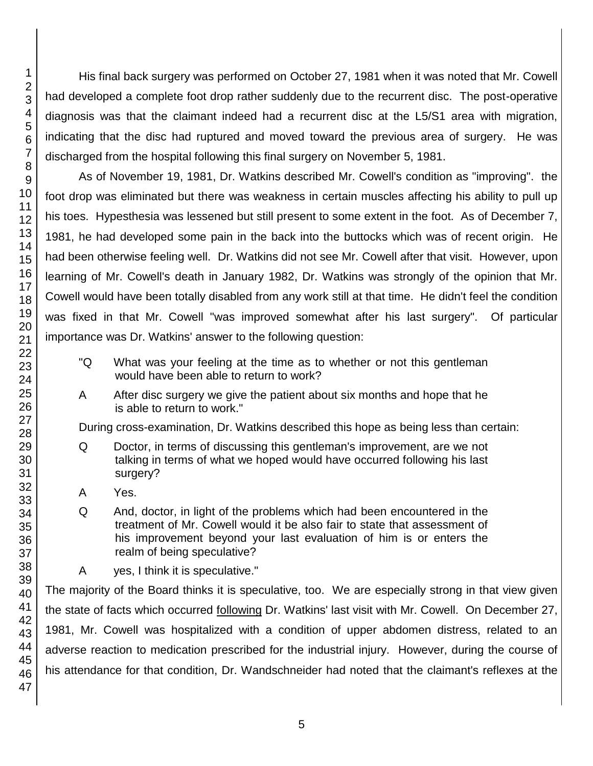His final back surgery was performed on October 27, 1981 when it was noted that Mr. Cowell had developed a complete foot drop rather suddenly due to the recurrent disc. The post-operative diagnosis was that the claimant indeed had a recurrent disc at the L5/S1 area with migration, indicating that the disc had ruptured and moved toward the previous area of surgery. He was discharged from the hospital following this final surgery on November 5, 1981.

As of November 19, 1981, Dr. Watkins described Mr. Cowell's condition as "improving". the foot drop was eliminated but there was weakness in certain muscles affecting his ability to pull up his toes. Hypesthesia was lessened but still present to some extent in the foot. As of December 7, 1981, he had developed some pain in the back into the buttocks which was of recent origin. He had been otherwise feeling well. Dr. Watkins did not see Mr. Cowell after that visit. However, upon learning of Mr. Cowell's death in January 1982, Dr. Watkins was strongly of the opinion that Mr. Cowell would have been totally disabled from any work still at that time. He didn't feel the condition was fixed in that Mr. Cowell "was improved somewhat after his last surgery". Of particular importance was Dr. Watkins' answer to the following question:

> "Q What was your feeling at the time as to whether or not this gentleman would have been able to return to work?
>
> A After disc surgery we give the patient about six months and hope that he is able to return to work."

During cross-examination, Dr. Watkins described this hope as being less than certain:

> Q Doctor, in terms of discussing this gentleman's improvement, are we not talking in terms of what we hoped would have occurred following his last surgery?
>
> A Yes.
>
> Q And, doctor, in light of the problems which had been encountered in the treatment of Mr. Cowell would it be also fair to state that assessment of his improvement beyond your last evaluation of him is or enters the realm of being speculative?
>
> A yes, I think it is speculative."

The majority of the Board thinks it is speculative, too. We are especially strong in that view given the state of facts which occurred following Dr. Watkins' last visit with Mr. Cowell. On December 27, 1981, Mr. Cowell was hospitalized with a condition of upper abdomen distress, related to an adverse reaction to medication prescribed for the industrial injury. However, during the course of his attendance for that condition, Dr. Wandschneider had noted that the claimant's reflexes at the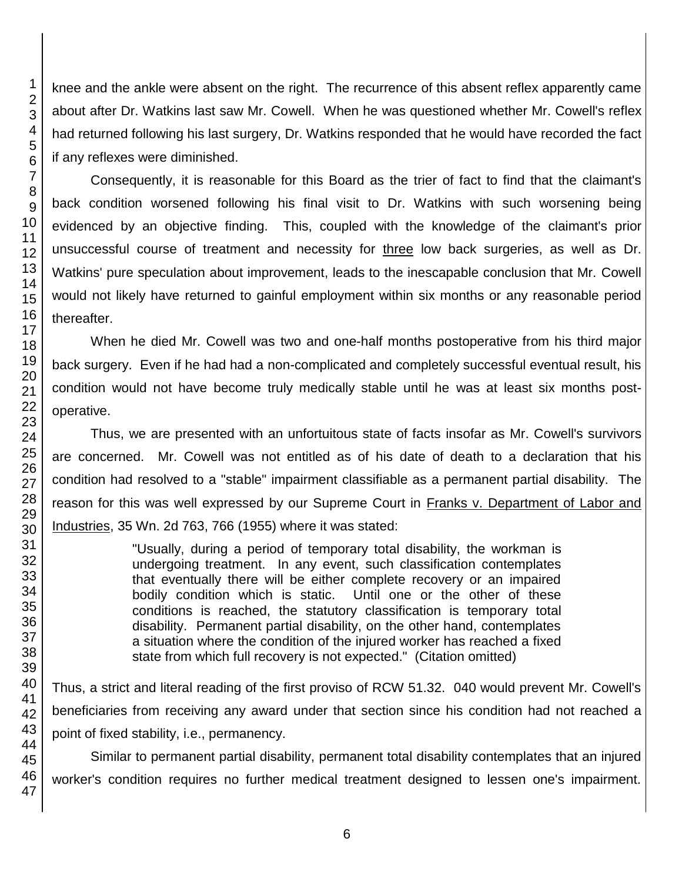knee and the ankle were absent on the right. The recurrence of this absent reflex apparently came about after Dr. Watkins last saw Mr. Cowell. When he was questioned whether Mr. Cowell's reflex had returned following his last surgery, Dr. Watkins responded that he would have recorded the fact if any reflexes were diminished.

Consequently, it is reasonable for this Board as the trier of fact to find that the claimant's back condition worsened following his final visit to Dr. Watkins with such worsening being evidenced by an objective finding. This, coupled with the knowledge of the claimant's prior unsuccessful course of treatment and necessity for <u>three</u> low back surgeries, as well as Dr. Watkins' pure speculation about improvement, leads to the inescapable conclusion that Mr. Cowell would not likely have returned to gainful employment within six months or any reasonable period thereafter.

When he died Mr. Cowell was two and one-half months postoperative from his third major back surgery. Even if he had had a non-complicated and completely successful eventual result, his condition would not have become truly medically stable until he was at least six months post-operative.

Thus, we are presented with an unfortuitous state of facts insofar as Mr. Cowell's survivors are concerned. Mr. Cowell was not entitled as of his date of death to a declaration that his condition had resolved to a "stable" impairment classifiable as a permanent partial disability. The reason for this was well expressed by our Supreme Court in <u>Franks v. Department of Labor and Industries</u>, 35 Wn. 2d 763, 766 (1955) where it was stated:

> "Usually, during a period of temporary total disability, the workman is undergoing treatment. In any event, such classification contemplates that eventually there will be either complete recovery or an impaired bodily condition which is static. Until one or the other of these conditions is reached, the statutory classification is temporary total disability. Permanent partial disability, on the other hand, contemplates a situation where the condition of the injured worker has reached a fixed state from which full recovery is not expected." (Citation omitted)

Thus, a strict and literal reading of the first proviso of RCW 51.32. 040 would prevent Mr. Cowell's beneficiaries from receiving any award under that section since his condition had not reached a point of fixed stability, i.e., permanency.

Similar to permanent partial disability, permanent total disability contemplates that an injured worker's condition requires no further medical treatment designed to lessen one's impairment.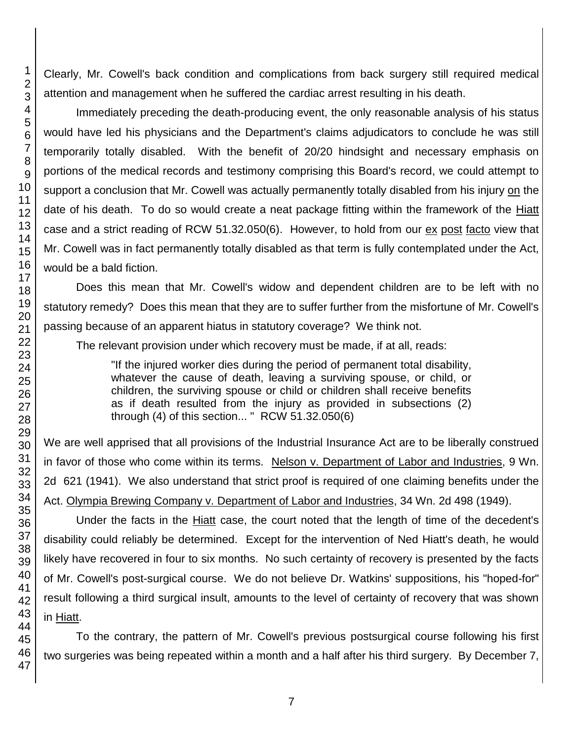Clearly, Mr. Cowell's back condition and complications from back surgery still required medical attention and management when he suffered the cardiac arrest resulting in his death.

Immediately preceding the death-producing event, the only reasonable analysis of his status would have led his physicians and the Department's claims adjudicators to conclude he was still temporarily totally disabled. With the benefit of 20/20 hindsight and necessary emphasis on portions of the medical records and testimony comprising this Board's record, we could attempt to support a conclusion that Mr. Cowell was actually permanently totally disabled from his injury on the date of his death. To do so would create a neat package fitting within the framework of the Hiatt case and a strict reading of RCW 51.32.050(6). However, to hold from our ex post facto view that Mr. Cowell was in fact permanently totally disabled as that term is fully contemplated under the Act, would be a bald fiction.

Does this mean that Mr. Cowell's widow and dependent children are to be left with no statutory remedy? Does this mean that they are to suffer further from the misfortune of Mr. Cowell's passing because of an apparent hiatus in statutory coverage? We think not.

The relevant provision under which recovery must be made, if at all, reads:

> "If the injured worker dies during the period of permanent total disability, whatever the cause of death, leaving a surviving spouse, or child, or children, the surviving spouse or child or children shall receive benefits as if death resulted from the injury as provided in subsections (2) through (4) of this section... " RCW 51.32.050(6)

We are well apprised that all provisions of the Industrial Insurance Act are to be liberally construed in favor of those who come within its terms. Nelson v. Department of Labor and Industries, 9 Wn. 2d 621 (1941). We also understand that strict proof is required of one claiming benefits under the Act. Olympia Brewing Company v. Department of Labor and Industries, 34 Wn. 2d 498 (1949).

Under the facts in the Hiatt case, the court noted that the length of time of the decedent's disability could reliably be determined. Except for the intervention of Ned Hiatt's death, he would likely have recovered in four to six months. No such certainty of recovery is presented by the facts of Mr. Cowell's post-surgical course. We do not believe Dr. Watkins' suppositions, his "hoped-for" result following a third surgical insult, amounts to the level of certainty of recovery that was shown in Hiatt.

To the contrary, the pattern of Mr. Cowell's previous postsurgical course following his first two surgeries was being repeated within a month and a half after his third surgery. By December 7,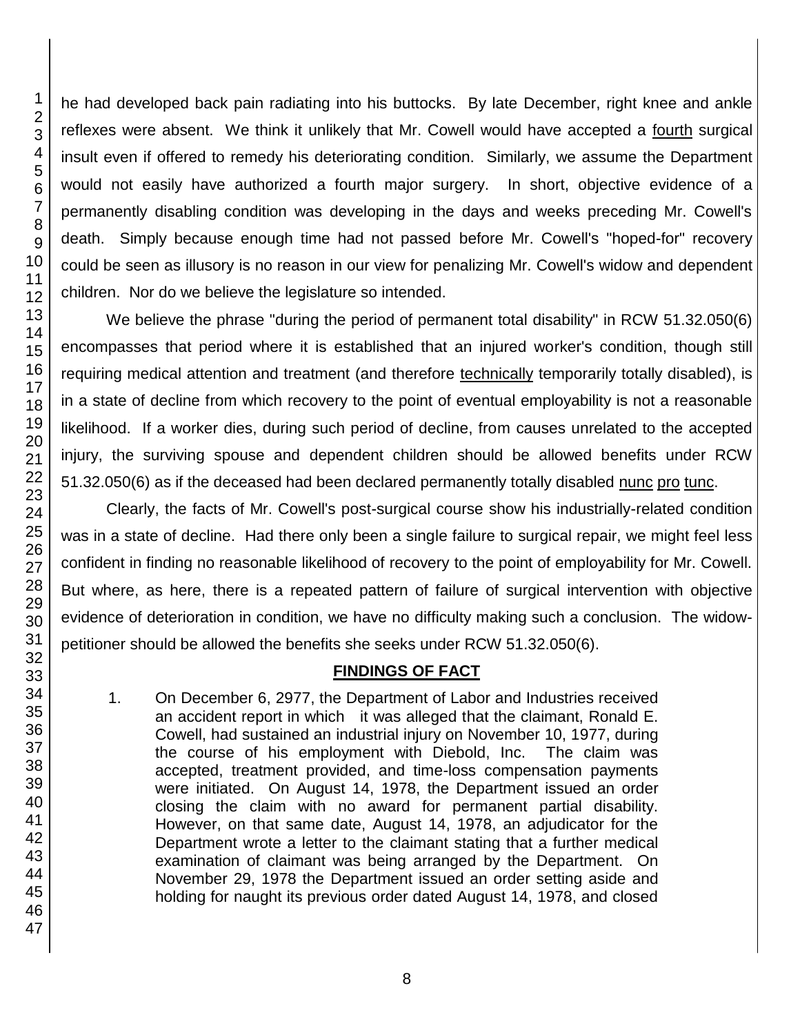he had developed back pain radiating into his buttocks. By late December, right knee and ankle reflexes were absent. We think it unlikely that Mr. Cowell would have accepted a fourth surgical insult even if offered to remedy his deteriorating condition. Similarly, we assume the Department would not easily have authorized a fourth major surgery. In short, objective evidence of a permanently disabling condition was developing in the days and weeks preceding Mr. Cowell's death. Simply because enough time had not passed before Mr. Cowell's "hoped-for" recovery could be seen as illusory is no reason in our view for penalizing Mr. Cowell's widow and dependent children. Nor do we believe the legislature so intended.

We believe the phrase "during the period of permanent total disability" in RCW 51.32.050(6) encompasses that period where it is established that an injured worker's condition, though still requiring medical attention and treatment (and therefore technically temporarily totally disabled), is in a state of decline from which recovery to the point of eventual employability is not a reasonable likelihood. If a worker dies, during such period of decline, from causes unrelated to the accepted injury, the surviving spouse and dependent children should be allowed benefits under RCW 51.32.050(6) as if the deceased had been declared permanently totally disabled nunc pro tunc.

Clearly, the facts of Mr. Cowell's post-surgical course show his industrially-related condition was in a state of decline. Had there only been a single failure to surgical repair, we might feel less confident in finding no reasonable likelihood of recovery to the point of employability for Mr. Cowell. But where, as here, there is a repeated pattern of failure of surgical intervention with objective evidence of deterioration in condition, we have no difficulty making such a conclusion. The widow-petitioner should be allowed the benefits she seeks under RCW 51.32.050(6).

## FINDINGS OF FACT

1. On December 6, 2977, the Department of Labor and Industries received an accident report in which it was alleged that the claimant, Ronald E. Cowell, had sustained an industrial injury on November 10, 1977, during the course of his employment with Diebold, Inc. The claim was accepted, treatment provided, and time-loss compensation payments were initiated. On August 14, 1978, the Department issued an order closing the claim with no award for permanent partial disability. However, on that same date, August 14, 1978, an adjudicator for the Department wrote a letter to the claimant stating that a further medical examination of claimant was being arranged by the Department. On November 29, 1978 the Department issued an order setting aside and holding for naught its previous order dated August 14, 1978, and closed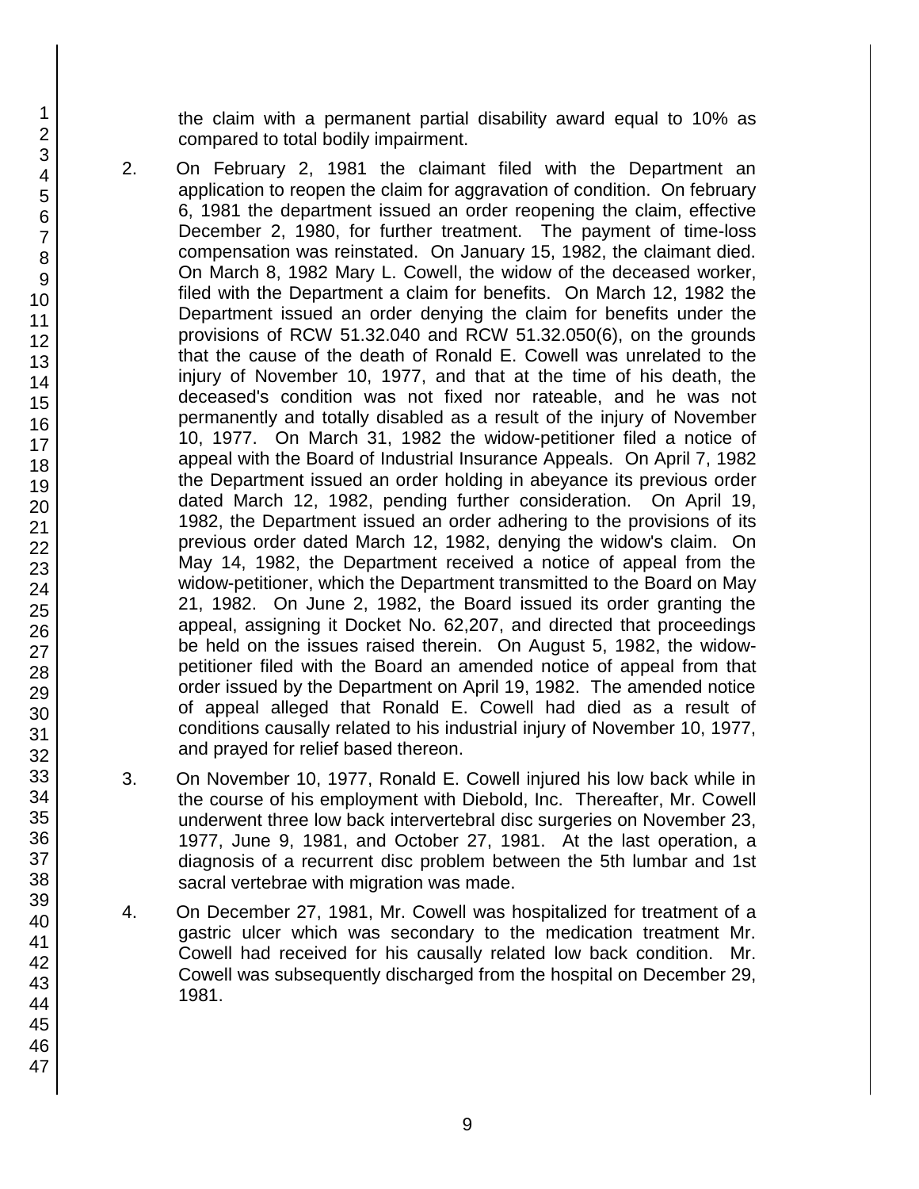the claim with a permanent partial disability award equal to 10% as compared to total bodily impairment.

2. On February 2, 1981 the claimant filed with the Department an application to reopen the claim for aggravation of condition. On february 6, 1981 the department issued an order reopening the claim, effective December 2, 1980, for further treatment. The payment of time-loss compensation was reinstated. On January 15, 1982, the claimant died. On March 8, 1982 Mary L. Cowell, the widow of the deceased worker, filed with the Department a claim for benefits. On March 12, 1982 the Department issued an order denying the claim for benefits under the provisions of RCW 51.32.040 and RCW 51.32.050(6), on the grounds that the cause of the death of Ronald E. Cowell was unrelated to the injury of November 10, 1977, and that at the time of his death, the deceased's condition was not fixed nor rateable, and he was not permanently and totally disabled as a result of the injury of November 10, 1977. On March 31, 1982 the widow-petitioner filed a notice of appeal with the Board of Industrial Insurance Appeals. On April 7, 1982 the Department issued an order holding in abeyance its previous order dated March 12, 1982, pending further consideration. On April 19, 1982, the Department issued an order adhering to the provisions of its previous order dated March 12, 1982, denying the widow's claim. On May 14, 1982, the Department received a notice of appeal from the widow-petitioner, which the Department transmitted to the Board on May 21, 1982. On June 2, 1982, the Board issued its order granting the appeal, assigning it Docket No. 62,207, and directed that proceedings be held on the issues raised therein. On August 5, 1982, the widow-petitioner filed with the Board an amended notice of appeal from that order issued by the Department on April 19, 1982. The amended notice of appeal alleged that Ronald E. Cowell had died as a result of conditions causally related to his industrial injury of November 10, 1977, and prayed for relief based thereon.

3. On November 10, 1977, Ronald E. Cowell injured his low back while in the course of his employment with Diebold, Inc. Thereafter, Mr. Cowell underwent three low back intervertebral disc surgeries on November 23, 1977, June 9, 1981, and October 27, 1981. At the last operation, a diagnosis of a recurrent disc problem between the 5th lumbar and 1st sacral vertebrae with migration was made.

4. On December 27, 1981, Mr. Cowell was hospitalized for treatment of a gastric ulcer which was secondary to the medication treatment Mr. Cowell had received for his causally related low back condition. Mr. Cowell was subsequently discharged from the hospital on December 29, 1981.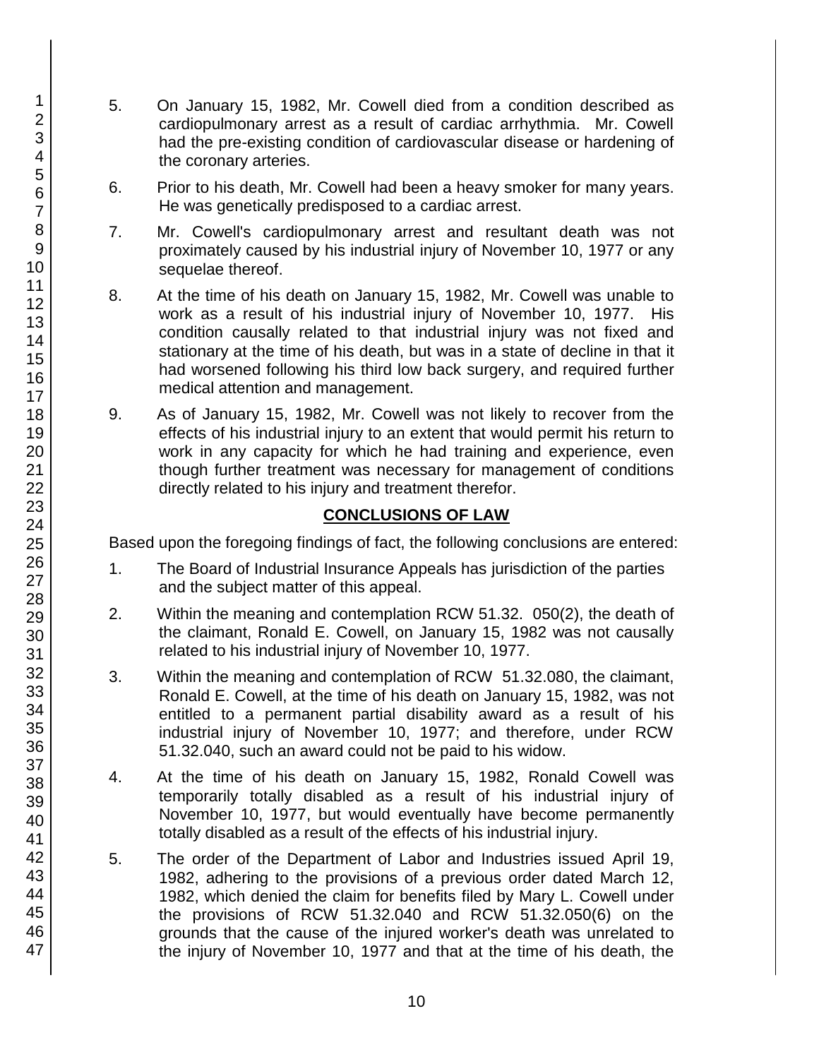5. On January 15, 1982, Mr. Cowell died from a condition described as cardiopulmonary arrest as a result of cardiac arrhythmia. Mr. Cowell had the pre-existing condition of cardiovascular disease or hardening of the coronary arteries.

6. Prior to his death, Mr. Cowell had been a heavy smoker for many years. He was genetically predisposed to a cardiac arrest.

7. Mr. Cowell's cardiopulmonary arrest and resultant death was not proximately caused by his industrial injury of November 10, 1977 or any sequelae thereof.

8. At the time of his death on January 15, 1982, Mr. Cowell was unable to work as a result of his industrial injury of November 10, 1977. His condition causally related to that industrial injury was not fixed and stationary at the time of his death, but was in a state of decline in that it had worsened following his third low back surgery, and required further medical attention and management.

9. As of January 15, 1982, Mr. Cowell was not likely to recover from the effects of his industrial injury to an extent that would permit his return to work in any capacity for which he had training and experience, even though further treatment was necessary for management of conditions directly related to his injury and treatment therefor.

## CONCLUSIONS OF LAW

Based upon the foregoing findings of fact, the following conclusions are entered:

1. The Board of Industrial Insurance Appeals has jurisdiction of the parties and the subject matter of this appeal.

2. Within the meaning and contemplation RCW 51.32. 050(2), the death of the claimant, Ronald E. Cowell, on January 15, 1982 was not causally related to his industrial injury of November 10, 1977.

3. Within the meaning and contemplation of RCW 51.32.080, the claimant, Ronald E. Cowell, at the time of his death on January 15, 1982, was not entitled to a permanent partial disability award as a result of his industrial injury of November 10, 1977; and therefore, under RCW 51.32.040, such an award could not be paid to his widow.

4. At the time of his death on January 15, 1982, Ronald Cowell was temporarily totally disabled as a result of his industrial injury of November 10, 1977, but would eventually have become permanently totally disabled as a result of the effects of his industrial injury.

5. The order of the Department of Labor and Industries issued April 19, 1982, adhering to the provisions of a previous order dated March 12, 1982, which denied the claim for benefits filed by Mary L. Cowell under the provisions of RCW 51.32.040 and RCW 51.32.050(6) on the grounds that the cause of the injured worker's death was unrelated to the injury of November 10, 1977 and that at the time of his death, the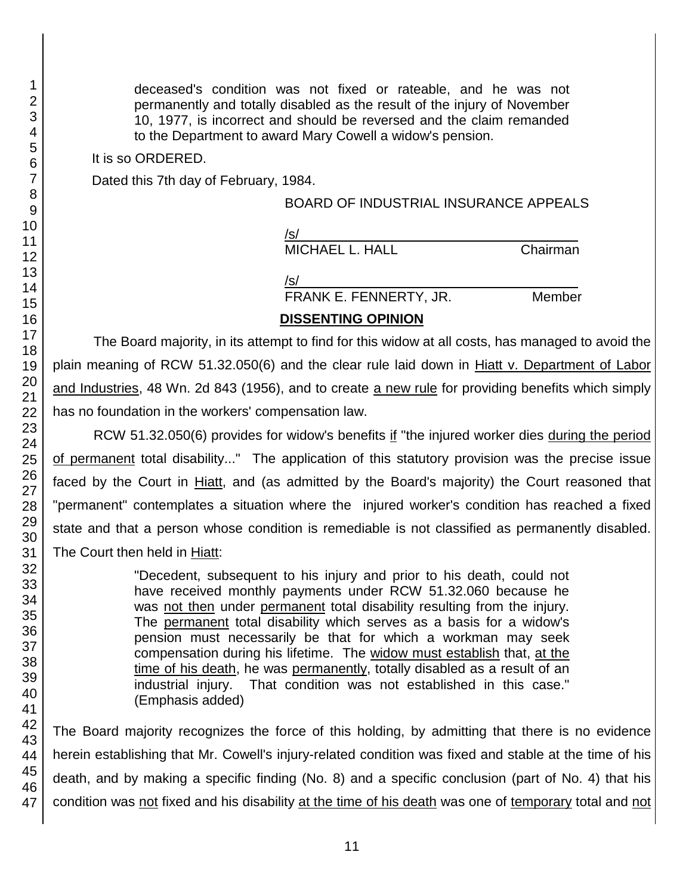deceased's condition was not fixed or rateable, and he was not permanently and totally disabled as the result of the injury of November 10, 1977, is incorrect and should be reversed and the claim remanded to the Department to award Mary Cowell a widow's pension.

It is so ORDERED.

Dated this 7th day of February, 1984.

BOARD OF INDUSTRIAL INSURANCE APPEALS

/s/
MICHAEL L. HALL Chairman

/s/
FRANK E. FENNERTY, JR. Member

## DISSENTING OPINION

The Board majority, in its attempt to find for this widow at all costs, has managed to avoid the plain meaning of RCW 51.32.050(6) and the clear rule laid down in Hiatt v. Department of Labor and Industries, 48 Wn. 2d 843 (1956), and to create a new rule for providing benefits which simply has no foundation in the workers' compensation law.

RCW 51.32.050(6) provides for widow's benefits if "the injured worker dies during the period of permanent total disability..." The application of this statutory provision was the precise issue faced by the Court in Hiatt, and (as admitted by the Board's majority) the Court reasoned that "permanent" contemplates a situation where the injured worker's condition has reached a fixed state and that a person whose condition is remediable is not classified as permanently disabled. The Court then held in Hiatt:

> "Decedent, subsequent to his injury and prior to his death, could not have received monthly payments under RCW 51.32.060 because he was not then under permanent total disability resulting from the injury. The permanent total disability which serves as a basis for a widow's pension must necessarily be that for which a workman may seek compensation during his lifetime. The widow must establish that, at the time of his death, he was permanently, totally disabled as a result of an industrial injury. That condition was not established in this case." (Emphasis added)

The Board majority recognizes the force of this holding, by admitting that there is no evidence herein establishing that Mr. Cowell's injury-related condition was fixed and stable at the time of his death, and by making a specific finding (No. 8) and a specific conclusion (part of No. 4) that his condition was not fixed and his disability at the time of his death was one of temporary total and not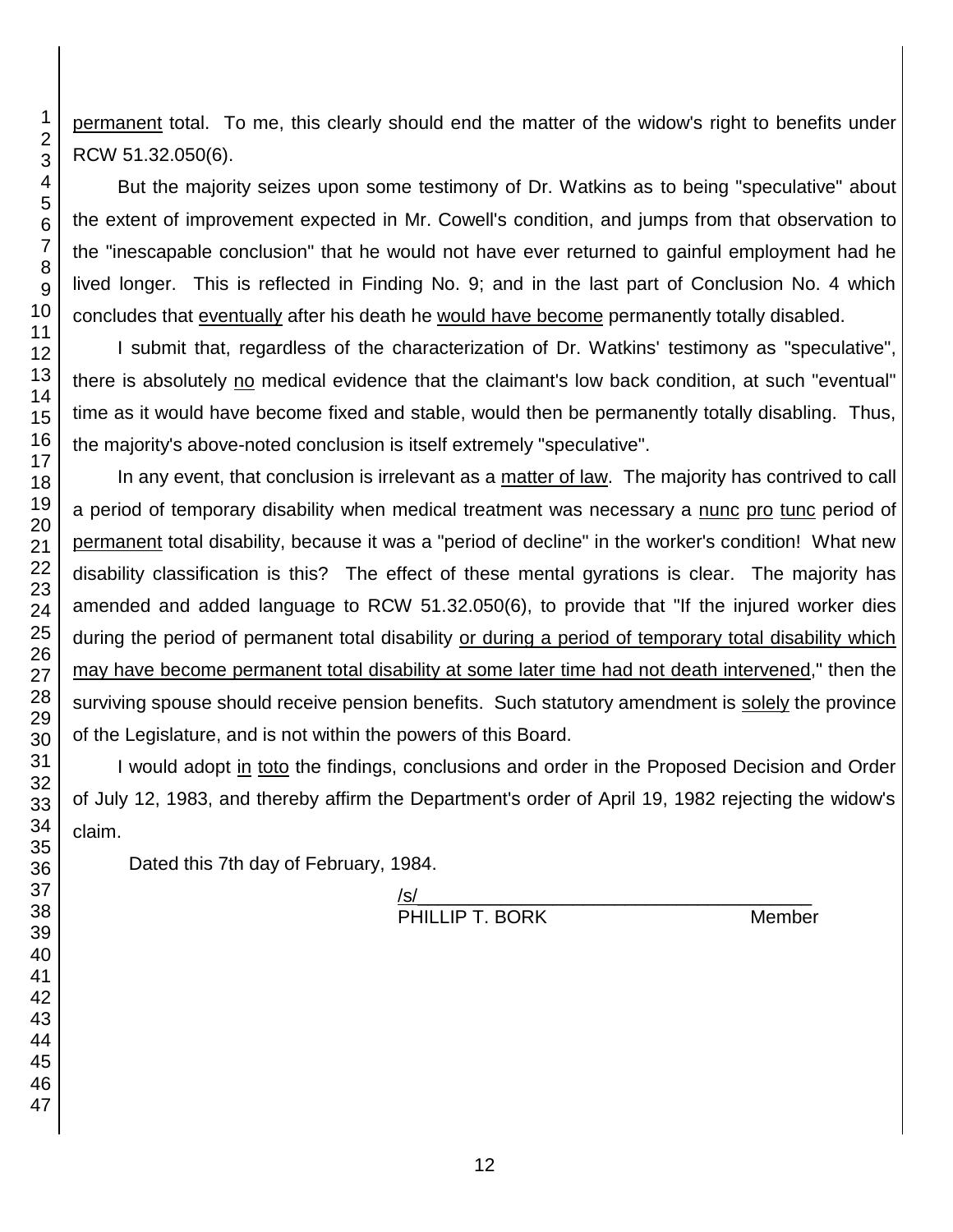permanent total. To me, this clearly should end the matter of the widow's right to benefits under RCW 51.32.050(6).

But the majority seizes upon some testimony of Dr. Watkins as to being "speculative" about the extent of improvement expected in Mr. Cowell's condition, and jumps from that observation to the "inescapable conclusion" that he would not have ever returned to gainful employment had he lived longer. This is reflected in Finding No. 9; and in the last part of Conclusion No. 4 which concludes that eventually after his death he would have become permanently totally disabled.

I submit that, regardless of the characterization of Dr. Watkins' testimony as "speculative", there is absolutely no medical evidence that the claimant's low back condition, at such "eventual" time as it would have become fixed and stable, would then be permanently totally disabling. Thus, the majority's above-noted conclusion is itself extremely "speculative".

In any event, that conclusion is irrelevant as a matter of law. The majority has contrived to call a period of temporary disability when medical treatment was necessary a nunc pro tunc period of permanent total disability, because it was a "period of decline" in the worker's condition! What new disability classification is this? The effect of these mental gyrations is clear. The majority has amended and added language to RCW 51.32.050(6), to provide that "If the injured worker dies during the period of permanent total disability or during a period of temporary total disability which may have become permanent total disability at some later time had not death intervened," then the surviving spouse should receive pension benefits. Such statutory amendment is solely the province of the Legislature, and is not within the powers of this Board.

I would adopt in toto the findings, conclusions and order in the Proposed Decision and Order of July 12, 1983, and thereby affirm the Department's order of April 19, 1982 rejecting the widow's claim.

Dated this 7th day of February, 1984.

/s/\_\_\_\_\_\_\_\_\_\_\_\_\_\_\_\_\_\_\_\_\_\_\_\_\_\_\_\_\_\_\_\_\_\_\_\_\_
PHILLIP T. BORK Member